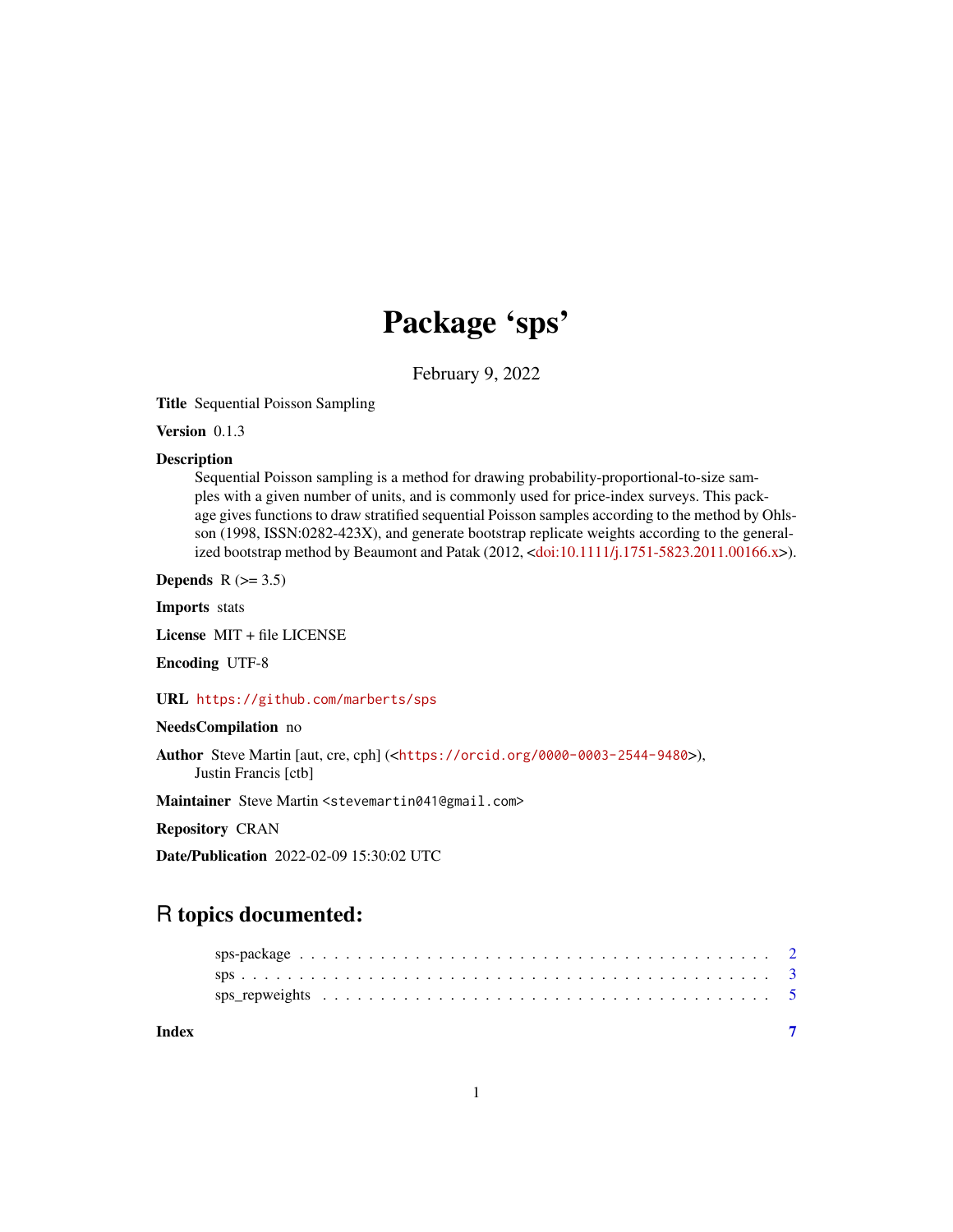# Package 'sps'

February 9, 2022

**Title** Sequential Poisson Sampling

**Version** 0.1.3

**Description**
Sequential Poisson sampling is a method for drawing probability-proportional-to-size samples with a given number of units, and is commonly used for price-index surveys. This package gives functions to draw stratified sequential Poisson samples according to the method by Ohlsson (1998, ISSN:0282-423X), and generate bootstrap replicate weights according to the generalized bootstrap method by Beaumont and Patak (2012, <doi:10.1111/j.1751-5823.2011.00166.x>).

**Depends** R (>= 3.5)

**Imports** stats

**License** MIT + file LICENSE

**Encoding** UTF-8

**URL** https://github.com/marberts/sps

**NeedsCompilation** no

**Author** Steve Martin [aut, cre, cph] (<https://orcid.org/0000-0003-2544-9480>), Justin Francis [ctb]

**Maintainer** Steve Martin <stevemartin041@gmail.com>

**Repository** CRAN

**Date/Publication** 2022-02-09 15:30:02 UTC

## R topics documented:

- sps-package . . . . . . . . . . . . . . . . . . . . . . . . . . . . . . . . . . . . . . . 2
- sps . . . . . . . . . . . . . . . . . . . . . . . . . . . . . . . . . . . . . . . . . . . . 3
- sps_repweights . . . . . . . . . . . . . . . . . . . . . . . . . . . . . . . . . . . . . 5

**Index** 7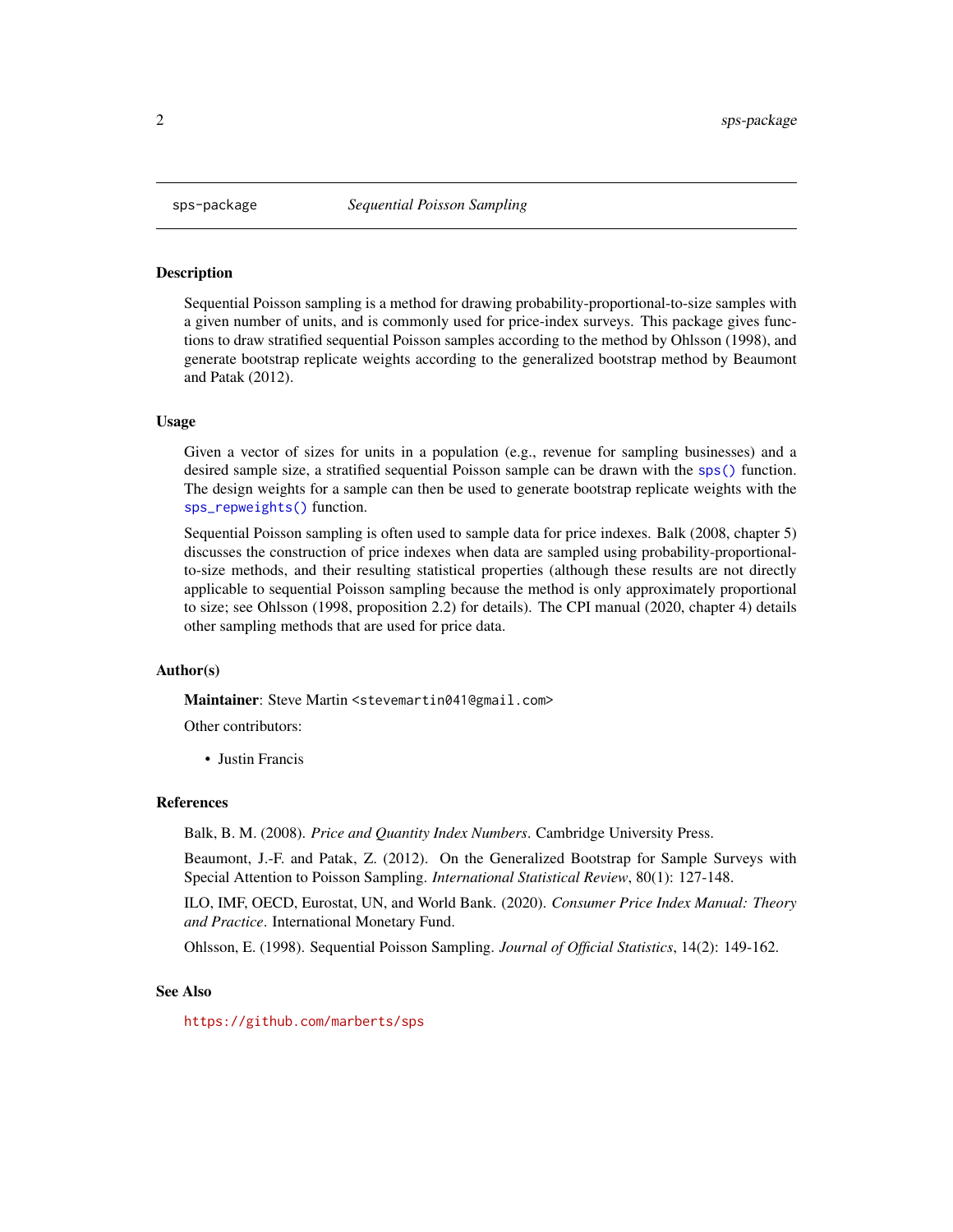sps-package *Sequential Poisson Sampling*

### Description

Sequential Poisson sampling is a method for drawing probability-proportional-to-size samples with a given number of units, and is commonly used for price-index surveys. This package gives functions to draw stratified sequential Poisson samples according to the method by Ohlsson (1998), and generate bootstrap replicate weights according to the generalized bootstrap method by Beaumont and Patak (2012).

### Usage

Given a vector of sizes for units in a population (e.g., revenue for sampling businesses) and a desired sample size, a stratified sequential Poisson sample can be drawn with the `sps()` function. The design weights for a sample can then be used to generate bootstrap replicate weights with the `sps_repweights()` function.

Sequential Poisson sampling is often used to sample data for price indexes. Balk (2008, chapter 5) discusses the construction of price indexes when data are sampled using probability-proportional-to-size methods, and their resulting statistical properties (although these results are not directly applicable to sequential Poisson sampling because the method is only approximately proportional to size; see Ohlsson (1998, proposition 2.2) for details). The CPI manual (2020, chapter 4) details other sampling methods that are used for price data.

### Author(s)

**Maintainer**: Steve Martin <stevemartin041@gmail.com>

Other contributors:

- Justin Francis

### References

Balk, B. M. (2008). *Price and Quantity Index Numbers*. Cambridge University Press.

Beaumont, J.-F. and Patak, Z. (2012). On the Generalized Bootstrap for Sample Surveys with Special Attention to Poisson Sampling. *International Statistical Review*, 80(1): 127-148.

ILO, IMF, OECD, Eurostat, UN, and World Bank. (2020). *Consumer Price Index Manual: Theory and Practice*. International Monetary Fund.

Ohlsson, E. (1998). Sequential Poisson Sampling. *Journal of Official Statistics*, 14(2): 149-162.

### See Also

https://github.com/marberts/sps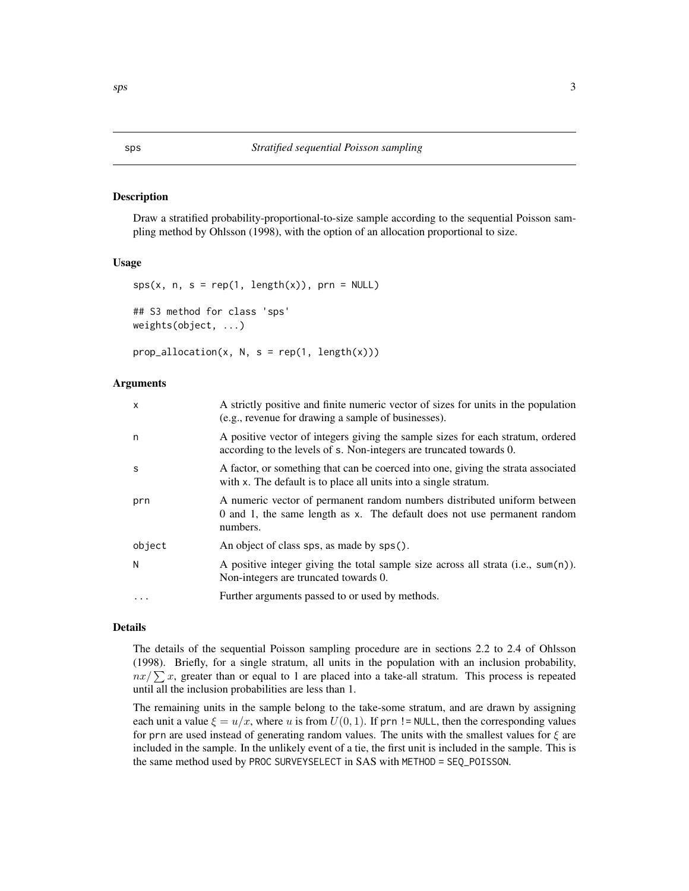# sps — *Stratified sequential Poisson sampling*

## Description

Draw a stratified probability-proportional-to-size sample according to the sequential Poisson sampling method by Ohlsson (1998), with the option of an allocation proportional to size.

## Usage

```
sps(x, n, s = rep(1, length(x)), prn = NULL)

## S3 method for class 'sps'
weights(object, ...)

prop_allocation(x, N, s = rep(1, length(x)))
```

## Arguments

| | |
|---|---|
| `x` | A strictly positive and finite numeric vector of sizes for units in the population (e.g., revenue for drawing a sample of businesses). |
| `n` | A positive vector of integers giving the sample sizes for each stratum, ordered according to the levels of `s`. Non-integers are truncated towards 0. |
| `s` | A factor, or something that can be coerced into one, giving the strata associated with `x`. The default is to place all units into a single stratum. |
| `prn` | A numeric vector of permanent random numbers distributed uniform between 0 and 1, the same length as `x`. The default does not use permanent random numbers. |
| `object` | An object of class `sps`, as made by `sps()`. |
| `N` | A positive integer giving the total sample size across all strata (i.e., `sum(n)`). Non-integers are truncated towards 0. |
| `...` | Further arguments passed to or used by methods. |

## Details

The details of the sequential Poisson sampling procedure are in sections 2.2 to 2.4 of Ohlsson (1998). Briefly, for a single stratum, all units in the population with an inclusion probability, $nx/\sum x$, greater than or equal to 1 are placed into a take-all stratum. This process is repeated until all the inclusion probabilities are less than 1.

The remaining units in the sample belong to the take-some stratum, and are drawn by assigning each unit a value $\xi = u/x$, where $u$ is from $U(0, 1)$. If `prn != NULL`, then the corresponding values for `prn` are used instead of generating random values. The units with the smallest values for $\xi$ are included in the sample. In the unlikely event of a tie, the first unit is included in the sample. This is the same method used by `PROC SURVEYSELECT` in SAS with `METHOD = SEQ_POISSON`.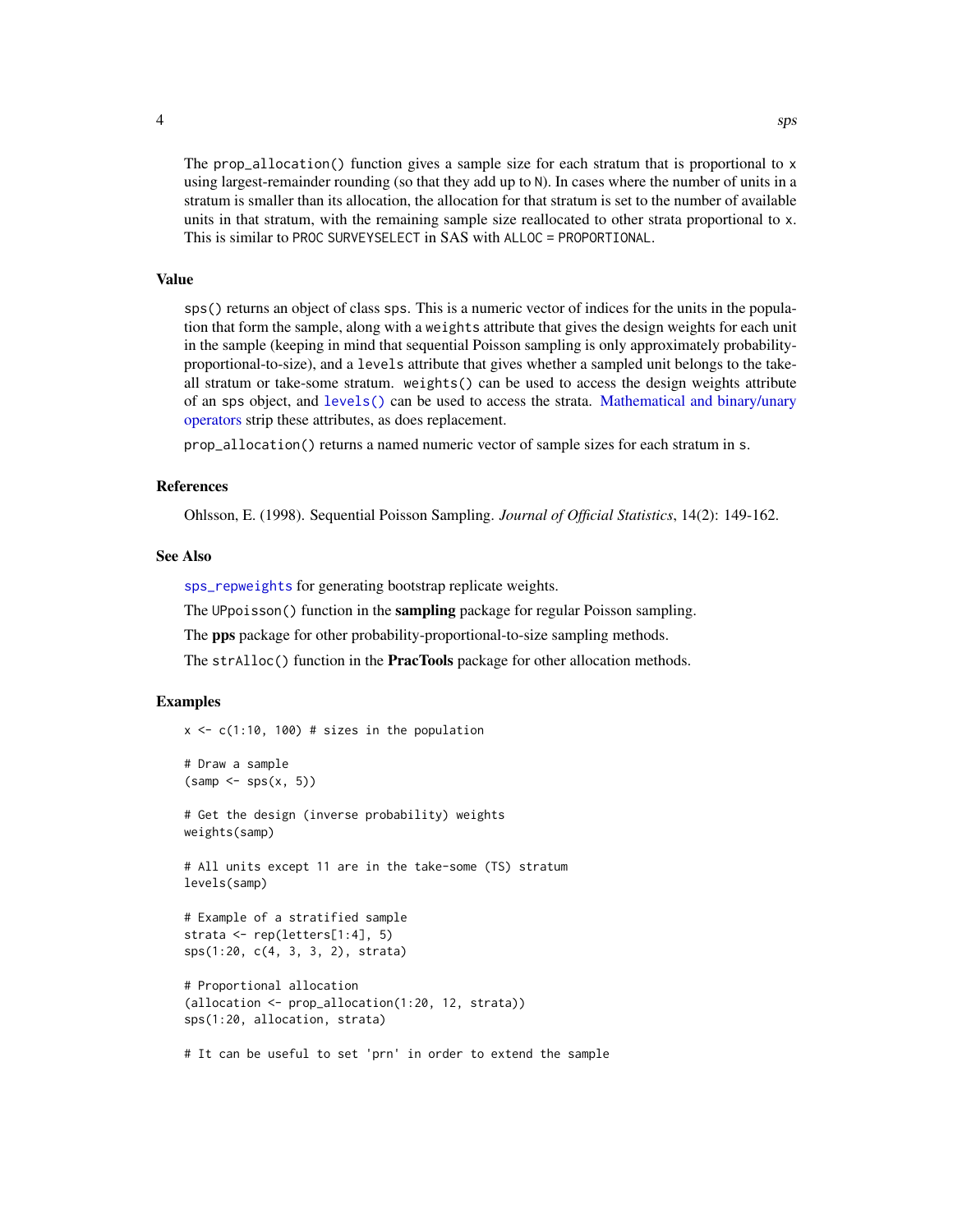The `prop_allocation()` function gives a sample size for each stratum that is proportional to `x` using largest-remainder rounding (so that they add up to `N`). In cases where the number of units in a stratum is smaller than its allocation, the allocation for that stratum is set to the number of available units in that stratum, with the remaining sample size reallocated to other strata proportional to `x`. This is similar to `PROC SURVEYSELECT` in SAS with `ALLOC = PROPORTIONAL`.

## Value

`sps()` returns an object of class `sps`. This is a numeric vector of indices for the units in the population that form the sample, along with a `weights` attribute that gives the design weights for each unit in the sample (keeping in mind that sequential Poisson sampling is only approximately probability-proportional-to-size), and a `levels` attribute that gives whether a sampled unit belongs to the take-all stratum or take-some stratum. `weights()` can be used to access the design weights attribute of an `sps` object, and `levels()` can be used to access the strata. Mathematical and binary/unary operators strip these attributes, as does replacement.

`prop_allocation()` returns a named numeric vector of sample sizes for each stratum in `s`.

## References

Ohlsson, E. (1998). Sequential Poisson Sampling. *Journal of Official Statistics*, 14(2): 149-162.

## See Also

`sps_repweights` for generating bootstrap replicate weights.

The `UPpoisson()` function in the **sampling** package for regular Poisson sampling.

The **pps** package for other probability-proportional-to-size sampling methods.

The `strAlloc()` function in the **PracTools** package for other allocation methods.

## Examples

```
x <- c(1:10, 100) # sizes in the population

# Draw a sample
(samp <- sps(x, 5))

# Get the design (inverse probability) weights
weights(samp)

# All units except 11 are in the take-some (TS) stratum
levels(samp)

# Example of a stratified sample
strata <- rep(letters[1:4], 5)
sps(1:20, c(4, 3, 3, 2), strata)

# Proportional allocation
(allocation <- prop_allocation(1:20, 12, strata))
sps(1:20, allocation, strata)

# It can be useful to set 'prn' in order to extend the sample
```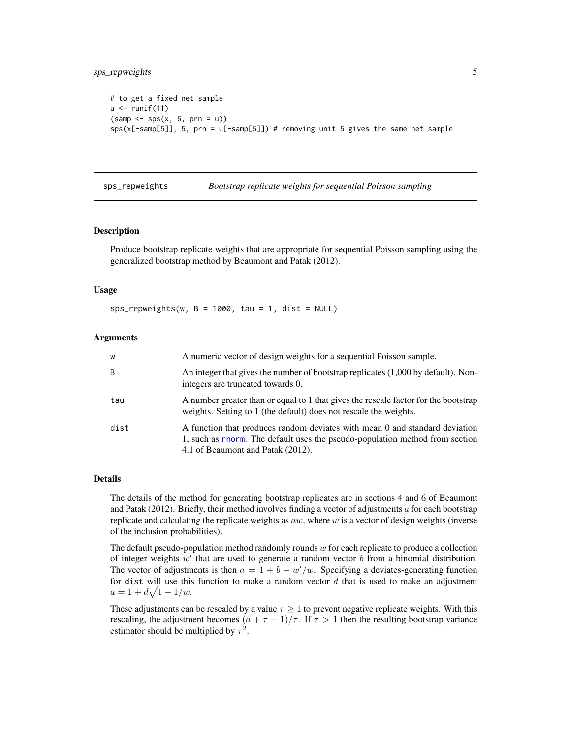```
# to get a fixed net sample
u <- runif(11)
(samp <- sps(x, 6, prn = u))
sps(x[-samp[5]], 5, prn = u[-samp[5]]) # removing unit 5 gives the same net sample
```

## sps_repweights — *Bootstrap replicate weights for sequential Poisson sampling*

### Description

Produce bootstrap replicate weights that are appropriate for sequential Poisson sampling using the generalized bootstrap method by Beaumont and Patak (2012).

### Usage

```
sps_repweights(w, B = 1000, tau = 1, dist = NULL)
```

### Arguments

| | |
|---|---|
| w | A numeric vector of design weights for a sequential Poisson sample. |
| B | An integer that gives the number of bootstrap replicates (1,000 by default). Non-integers are truncated towards 0. |
| tau | A number greater than or equal to 1 that gives the rescale factor for the bootstrap weights. Setting to 1 (the default) does not rescale the weights. |
| dist | A function that produces random deviates with mean 0 and standard deviation 1, such as `rnorm`. The default uses the pseudo-population method from section 4.1 of Beaumont and Patak (2012). |

### Details

The details of the method for generating bootstrap replicates are in sections 4 and 6 of Beaumont and Patak (2012). Briefly, their method involves finding a vector of adjustments $a$ for each bootstrap replicate and calculating the replicate weights as $aw$, where $w$ is a vector of design weights (inverse of the inclusion probabilities).

The default pseudo-population method randomly rounds $w$ for each replicate to produce a collection of integer weights $w'$ that are used to generate a random vector $b$ from a binomial distribution. The vector of adjustments is then $a = 1 + b - w'/w$. Specifying a deviates-generating function for `dist` will use this function to make a random vector $d$ that is used to make an adjustment $a = 1 + d\sqrt{1 - 1/w}$.

These adjustments can be rescaled by a value $\tau \geq 1$ to prevent negative replicate weights. With this rescaling, the adjustment becomes $(a + \tau - 1)/\tau$. If $\tau > 1$ then the resulting bootstrap variance estimator should be multiplied by $\tau^2$.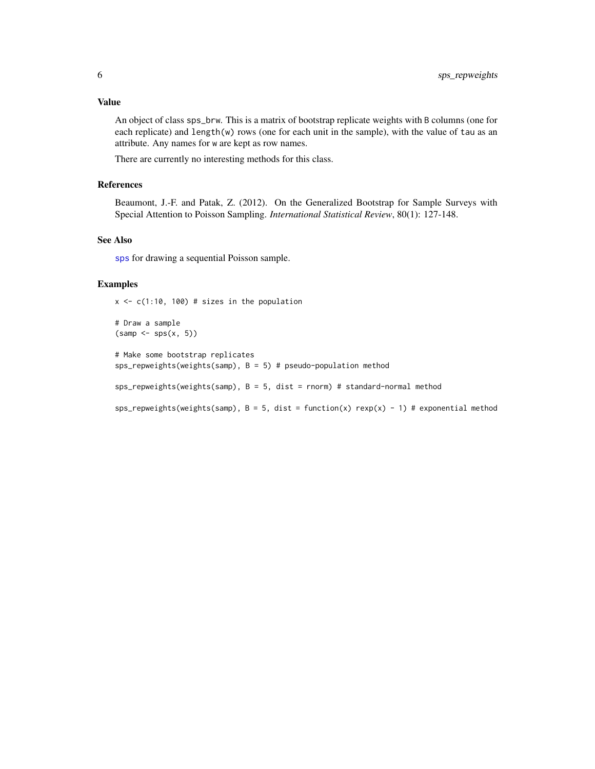## Value

An object of class `sps_brw`. This is a matrix of bootstrap replicate weights with `B` columns (one for each replicate) and `length(w)` rows (one for each unit in the sample), with the value of `tau` as an attribute. Any names for `w` are kept as row names.

There are currently no interesting methods for this class.

## References

Beaumont, J.-F. and Patak, Z. (2012). On the Generalized Bootstrap for Sample Surveys with Special Attention to Poisson Sampling. *International Statistical Review*, 80(1): 127-148.

## See Also

`sps` for drawing a sequential Poisson sample.

## Examples

```
x <- c(1:10, 100) # sizes in the population

# Draw a sample
(samp <- sps(x, 5))

# Make some bootstrap replicates
sps_repweights(weights(samp), B = 5) # pseudo-population method

sps_repweights(weights(samp), B = 5, dist = rnorm) # standard-normal method

sps_repweights(weights(samp), B = 5, dist = function(x) rexp(x) - 1) # exponential method
```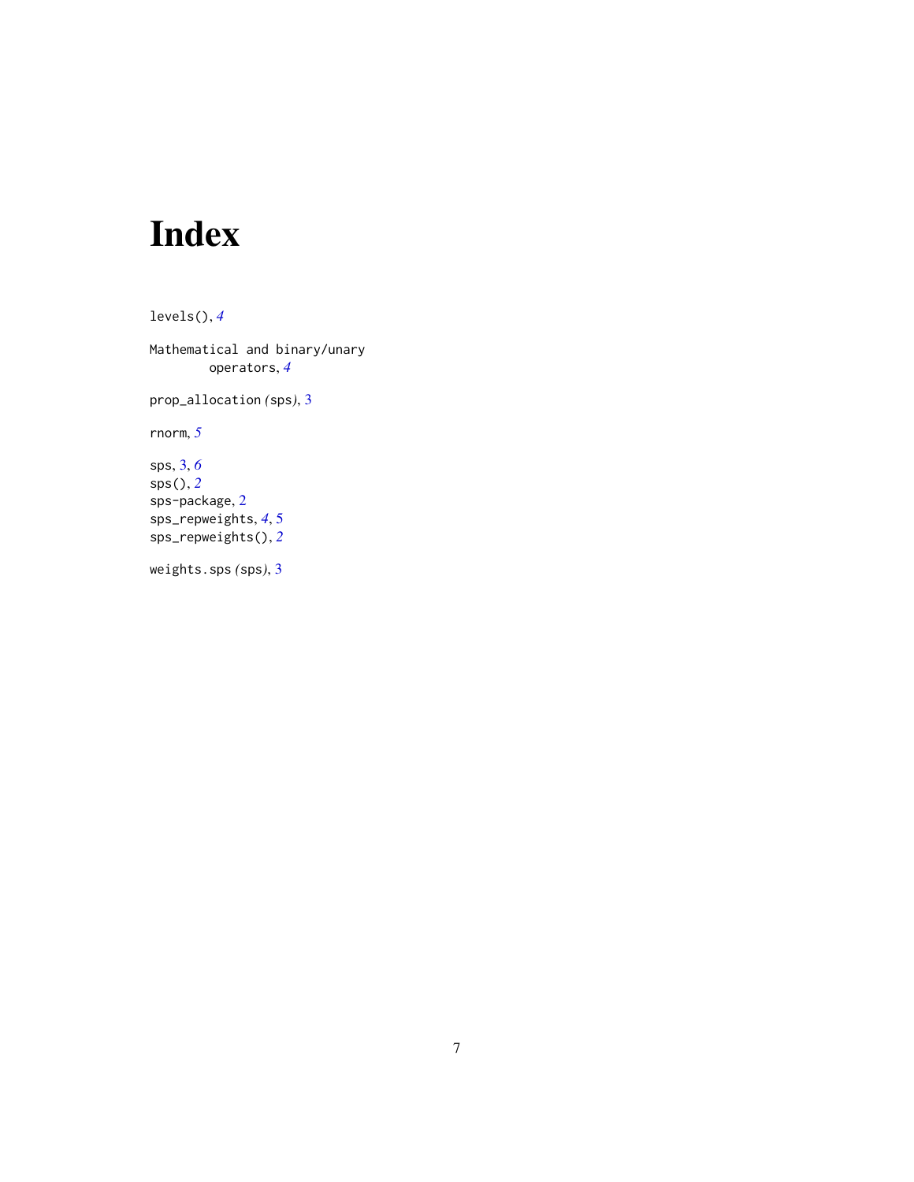# Index

levels(), *4*

Mathematical and binary/unary operators, *4*

prop_allocation *(sps)*, 3

rnorm, *5*

sps, 3, *6*
sps(), *2*
sps-package, 2
sps_repweights, *4*, 5
sps_repweights(), *2*

weights.sps *(sps)*, 3